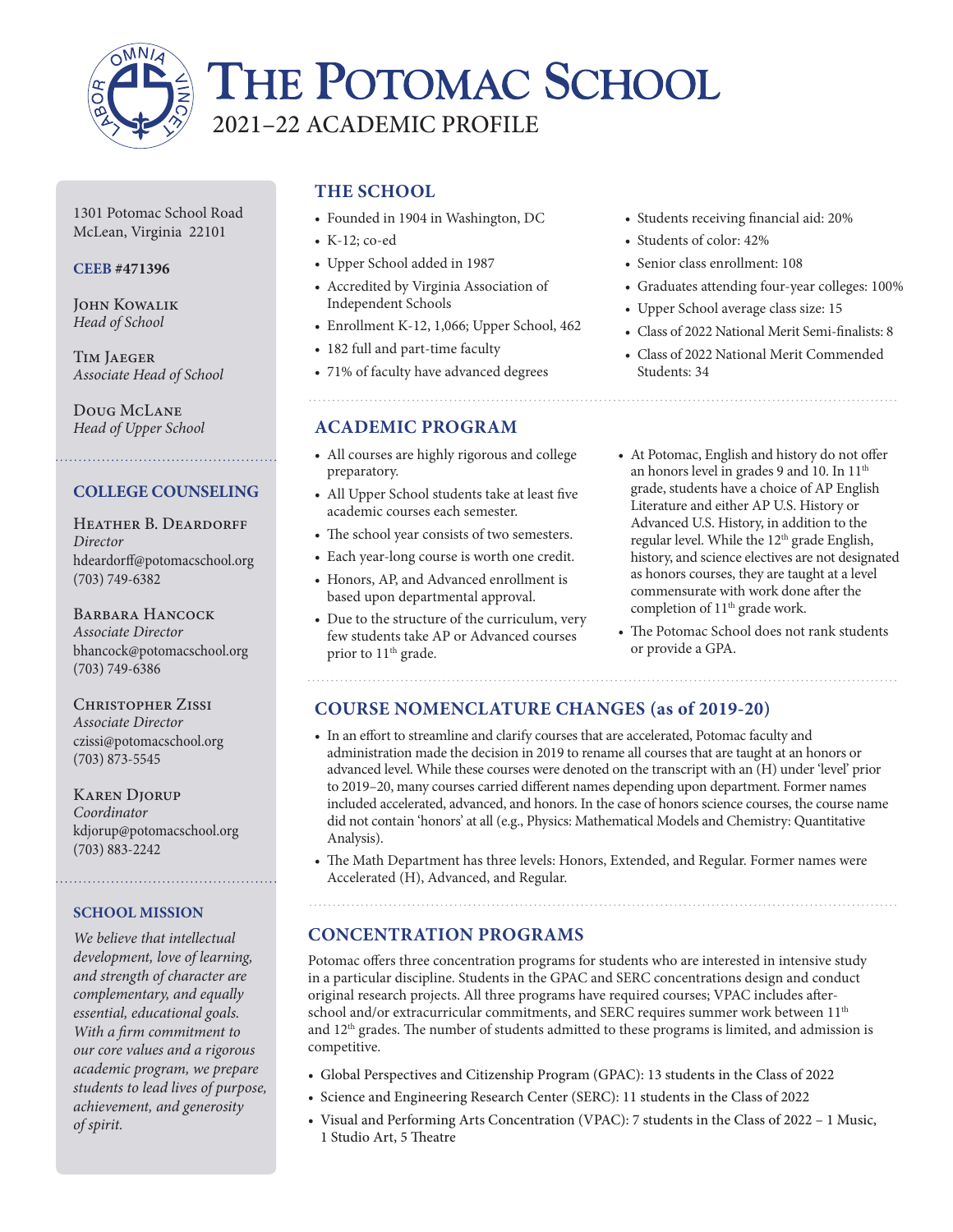# The Potomac School

## 2021–22 ACADEMIC PROFILE

1301 Potomac School Road
McLean, Virginia 22101

**CEEB #471396**

John Kowalik
*Head of School*

Tim Jaeger
*Associate Head of School*

Doug McLane
*Head of Upper School*

### COLLEGE COUNSELING

Heather B. Deardorff
*Director*
hdeardorff@potomacschool.org
(703) 749-6382

Barbara Hancock
*Associate Director*
bhancock@potomacschool.org
(703) 749-6386

Christopher Zissi
*Associate Director*
czissi@potomacschool.org
(703) 873-5545

Karen Djorup
*Coordinator*
kdjorup@potomacschool.org
(703) 883-2242

### SCHOOL MISSION

*We believe that intellectual development, love of learning, and strength of character are complementary, and equally essential, educational goals. With a firm commitment to our core values and a rigorous academic program, we prepare students to lead lives of purpose, achievement, and generosity of spirit.*

## THE SCHOOL

- Founded in 1904 in Washington, DC
- K-12; co-ed
- Upper School added in 1987
- Accredited by Virginia Association of Independent Schools
- Enrollment K-12, 1,066; Upper School, 462
- 182 full and part-time faculty
- 71% of faculty have advanced degrees
- Students receiving financial aid: 20%
- Students of color: 42%
- Senior class enrollment: 108
- Graduates attending four-year colleges: 100%
- Upper School average class size: 15
- Class of 2022 National Merit Semi-finalists: 8
- Class of 2022 National Merit Commended Students: 34

## ACADEMIC PROGRAM

- All courses are highly rigorous and college preparatory.
- All Upper School students take at least five academic courses each semester.
- The school year consists of two semesters.
- Each year-long course is worth one credit.
- Honors, AP, and Advanced enrollment is based upon departmental approval.
- Due to the structure of the curriculum, very few students take AP or Advanced courses prior to 11th grade.
- At Potomac, English and history do not offer an honors level in grades 9 and 10. In 11th grade, students have a choice of AP English Literature and either AP U.S. History or Advanced U.S. History, in addition to the regular level. While the 12th grade English, history, and science electives are not designated as honors courses, they are taught at a level commensurate with work done after the completion of 11th grade work.
- The Potomac School does not rank students or provide a GPA.

## COURSE NOMENCLATURE CHANGES (as of 2019-20)

- In an effort to streamline and clarify courses that are accelerated, Potomac faculty and administration made the decision in 2019 to rename all courses that are taught at an honors or advanced level. While these courses were denoted on the transcript with an (H) under 'level' prior to 2019–20, many courses carried different names depending upon department. Former names included accelerated, advanced, and honors. In the case of honors science courses, the course name did not contain 'honors' at all (e.g., Physics: Mathematical Models and Chemistry: Quantitative Analysis).
- The Math Department has three levels: Honors, Extended, and Regular. Former names were Accelerated (H), Advanced, and Regular.

## CONCENTRATION PROGRAMS

Potomac offers three concentration programs for students who are interested in intensive study in a particular discipline. Students in the GPAC and SERC concentrations design and conduct original research projects. All three programs have required courses; VPAC includes after-school and/or extracurricular commitments, and SERC requires summer work between 11th and 12th grades. The number of students admitted to these programs is limited, and admission is competitive.

- Global Perspectives and Citizenship Program (GPAC): 13 students in the Class of 2022
- Science and Engineering Research Center (SERC): 11 students in the Class of 2022
- Visual and Performing Arts Concentration (VPAC): 7 students in the Class of 2022 – 1 Music, 1 Studio Art, 5 Theatre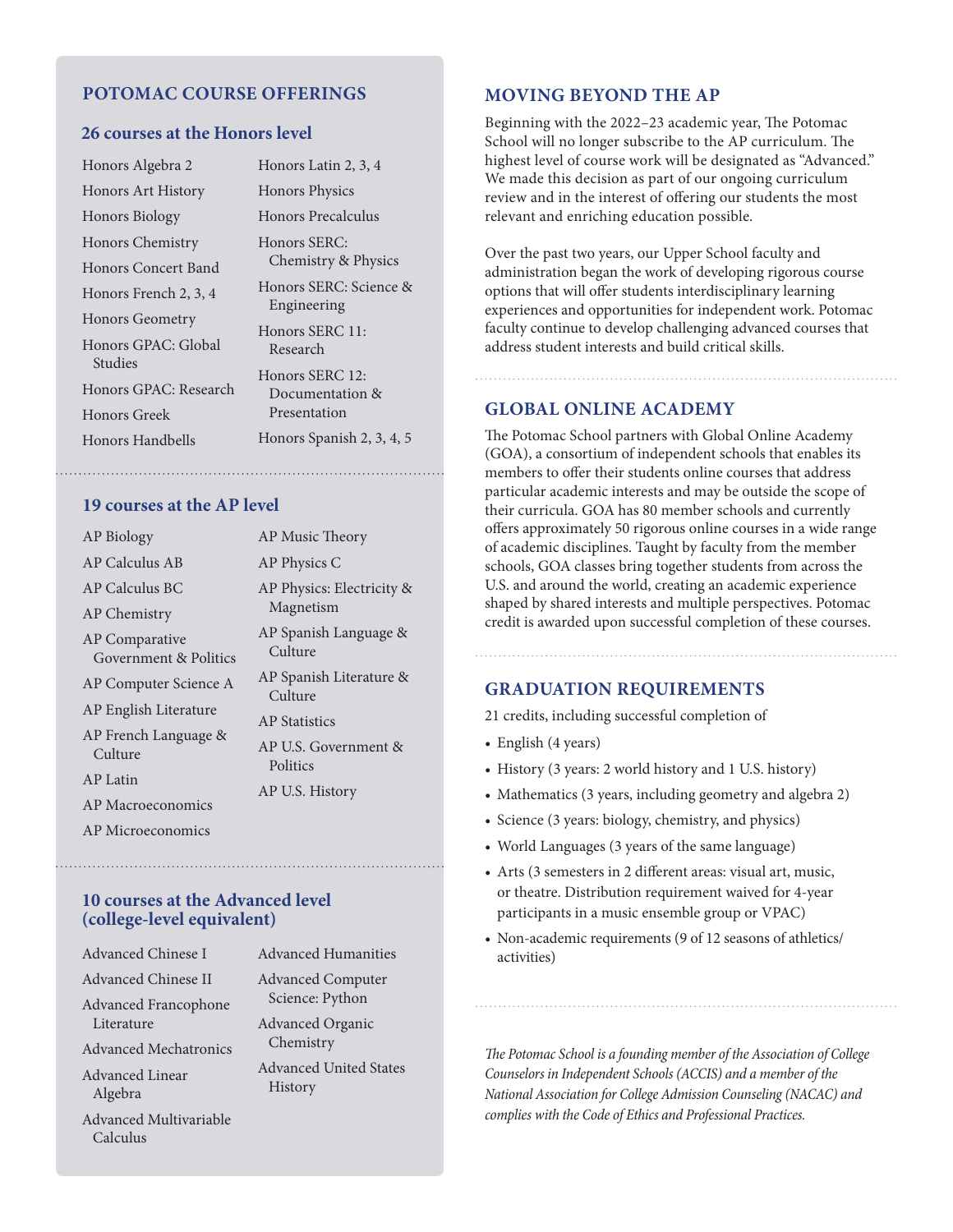## POTOMAC COURSE OFFERINGS

### 26 courses at the Honors level

- Honors Algebra 2
- Honors Art History
- Honors Biology
- Honors Chemistry
- Honors Concert Band
- Honors French 2, 3, 4
- Honors Geometry
- Honors GPAC: Global Studies
- Honors GPAC: Research
- Honors Greek
- Honors Handbells
- Honors Latin 2, 3, 4
- Honors Physics
- Honors Precalculus
- Honors SERC: Chemistry & Physics
- Honors SERC: Science & Engineering
- Honors SERC 11: Research
- Honors SERC 12: Documentation & Presentation
- Honors Spanish 2, 3, 4, 5

### 19 courses at the AP level

- AP Biology
- AP Calculus AB
- AP Calculus BC
- AP Chemistry
- AP Comparative Government & Politics
- AP Computer Science A
- AP English Literature
- AP French Language & Culture
- AP Latin
- AP Macroeconomics
- AP Microeconomics
- AP Music Theory
- AP Physics C
- AP Physics: Electricity & Magnetism
- AP Spanish Language & Culture
- AP Spanish Literature & Culture
- AP Statistics
- AP U.S. Government & Politics
- AP U.S. History

### 10 courses at the Advanced level (college-level equivalent)

- Advanced Chinese I
- Advanced Chinese II
- Advanced Francophone Literature
- Advanced Mechatronics
- Advanced Linear Algebra
- Advanced Multivariable Calculus
- Advanced Humanities
- Advanced Computer Science: Python
- Advanced Organic Chemistry
- Advanced United States History

## MOVING BEYOND THE AP

Beginning with the 2022–23 academic year, The Potomac School will no longer subscribe to the AP curriculum. The highest level of course work will be designated as "Advanced." We made this decision as part of our ongoing curriculum review and in the interest of offering our students the most relevant and enriching education possible.

Over the past two years, our Upper School faculty and administration began the work of developing rigorous course options that will offer students interdisciplinary learning experiences and opportunities for independent work. Potomac faculty continue to develop challenging advanced courses that address student interests and build critical skills.

## GLOBAL ONLINE ACADEMY

The Potomac School partners with Global Online Academy (GOA), a consortium of independent schools that enables its members to offer their students online courses that address particular academic interests and may be outside the scope of their curricula. GOA has 80 member schools and currently offers approximately 50 rigorous online courses in a wide range of academic disciplines. Taught by faculty from the member schools, GOA classes bring together students from across the U.S. and around the world, creating an academic experience shaped by shared interests and multiple perspectives. Potomac credit is awarded upon successful completion of these courses.

## GRADUATION REQUIREMENTS

21 credits, including successful completion of

- English (4 years)
- History (3 years: 2 world history and 1 U.S. history)
- Mathematics (3 years, including geometry and algebra 2)
- Science (3 years: biology, chemistry, and physics)
- World Languages (3 years of the same language)
- Arts (3 semesters in 2 different areas: visual art, music, or theatre. Distribution requirement waived for 4-year participants in a music ensemble group or VPAC)
- Non-academic requirements (9 of 12 seasons of athletics/activities)

*The Potomac School is a founding member of the Association of College Counselors in Independent Schools (ACCIS) and a member of the National Association for College Admission Counseling (NACAC) and complies with the Code of Ethics and Professional Practices.*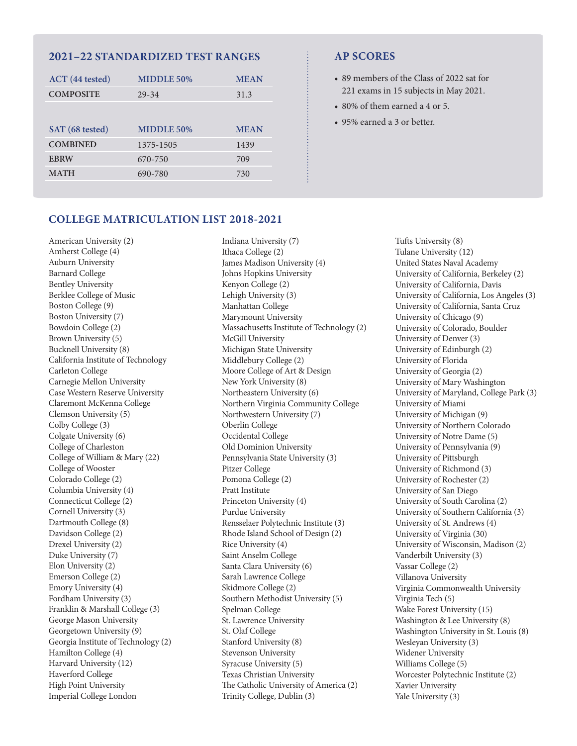## 2021–22 STANDARDIZED TEST RANGES

| ACT (44 tested) | MIDDLE 50% | MEAN |
|---|---|---|
| COMPOSITE | 29-34 | 31.3 |

| SAT (68 tested) | MIDDLE 50% | MEAN |
|---|---|---|
| COMBINED | 1375-1505 | 1439 |
| EBRW | 670-750 | 709 |
| MATH | 690-780 | 730 |

## AP SCORES

- 89 members of the Class of 2022 sat for 221 exams in 15 subjects in May 2021.
- 80% of them earned a 4 or 5.
- 95% earned a 3 or better.

## COLLEGE MATRICULATION LIST 2018-2021

American University (2)
Amherst College (4)
Auburn University
Barnard College
Bentley University
Berklee College of Music
Boston College (9)
Boston University (7)
Bowdoin College (2)
Brown University (5)
Bucknell University (8)
California Institute of Technology
Carleton College
Carnegie Mellon University
Case Western Reserve University
Claremont McKenna College
Clemson University (5)
Colby College (3)
Colgate University (6)
College of Charleston
College of William & Mary (22)
College of Wooster
Colorado College (2)
Columbia University (4)
Connecticut College (2)
Cornell University (3)
Dartmouth College (8)
Davidson College (2)
Drexel University (2)
Duke University (7)
Elon University (2)
Emerson College (2)
Emory University (4)
Fordham University (3)
Franklin & Marshall College (3)
George Mason University
Georgetown University (9)
Georgia Institute of Technology (2)
Hamilton College (4)
Harvard University (12)
Haverford College
High Point University
Imperial College London
Indiana University (7)
Ithaca College (2)
James Madison University (4)
Johns Hopkins University
Kenyon College (2)
Lehigh University (3)
Manhattan College
Marymount University
Massachusetts Institute of Technology (2)
McGill University
Michigan State University
Middlebury College (2)
Moore College of Art & Design
New York University (8)
Northeastern University (6)
Northern Virginia Community College
Northwestern University (7)
Oberlin College
Occidental College
Old Dominion University
Pennsylvania State University (3)
Pitzer College
Pomona College (2)
Pratt Institute
Princeton University (4)
Purdue University
Rensselaer Polytechnic Institute (3)
Rhode Island School of Design (2)
Rice University (4)
Saint Anselm College
Santa Clara University (6)
Sarah Lawrence College
Skidmore College (2)
Southern Methodist University (5)
Spelman College
St. Lawrence University
St. Olaf College
Stanford University (8)
Stevenson University
Syracuse University (5)
Texas Christian University
The Catholic University of America (2)
Trinity College, Dublin (3)
Tufts University (8)
Tulane University (12)
United States Naval Academy
University of California, Berkeley (2)
University of California, Davis
University of California, Los Angeles (3)
University of California, Santa Cruz
University of Chicago (9)
University of Colorado, Boulder
University of Denver (3)
University of Edinburgh (2)
University of Florida
University of Georgia (2)
University of Mary Washington
University of Maryland, College Park (3)
University of Miami
University of Michigan (9)
University of Northern Colorado
University of Notre Dame (5)
University of Pennsylvania (9)
University of Pittsburgh
University of Richmond (3)
University of Rochester (2)
University of San Diego
University of South Carolina (2)
University of Southern California (3)
University of St. Andrews (4)
University of Virginia (30)
University of Wisconsin, Madison (2)
Vanderbilt University (3)
Vassar College (2)
Villanova University
Virginia Commonwealth University
Virginia Tech (5)
Wake Forest University (15)
Washington & Lee University (8)
Washington University in St. Louis (8)
Wesleyan University (3)
Widener University
Williams College (5)
Worcester Polytechnic Institute (2)
Xavier University
Yale University (3)